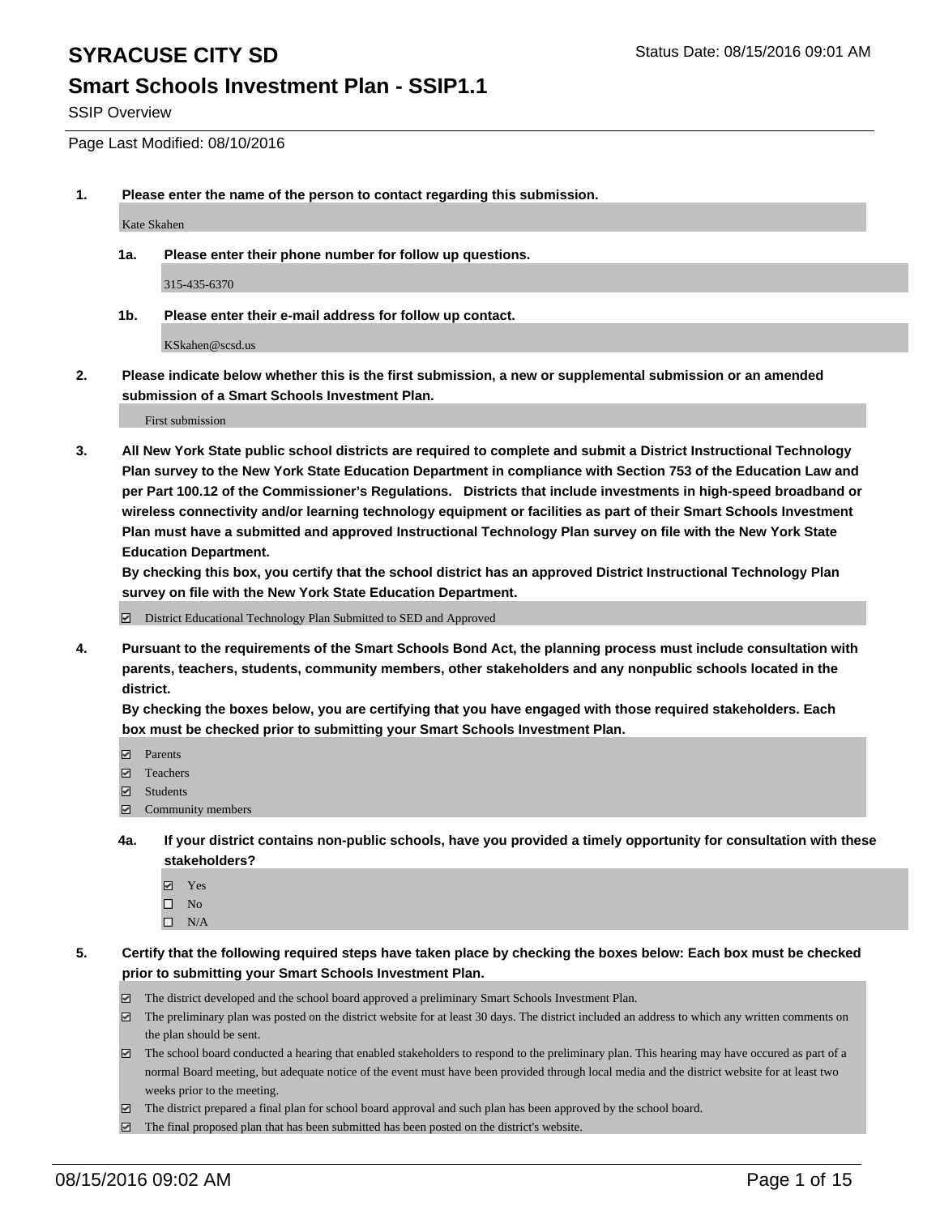# SYRACUSE CITY SD

Status Date: 08/15/2016 09:01 AM

## Smart Schools Investment Plan - SSIP1.1

SSIP Overview

Page Last Modified: 08/10/2016

**1. Please enter the name of the person to contact regarding this submission.**

Kate Skahen

**1a. Please enter their phone number for follow up questions.**

315-435-6370

**1b. Please enter their e-mail address for follow up contact.**

KSkahen@scsd.us

**2. Please indicate below whether this is the first submission, a new or supplemental submission or an amended submission of a Smart Schools Investment Plan.**

First submission

**3. All New York State public school districts are required to complete and submit a District Instructional Technology Plan survey to the New York State Education Department in compliance with Section 753 of the Education Law and per Part 100.12 of the Commissioner's Regulations. Districts that include investments in high-speed broadband or wireless connectivity and/or learning technology equipment or facilities as part of their Smart Schools Investment Plan must have a submitted and approved Instructional Technology Plan survey on file with the New York State Education Department.**

**By checking this box, you certify that the school district has an approved District Instructional Technology Plan survey on file with the New York State Education Department.**

☑ District Educational Technology Plan Submitted to SED and Approved

**4. Pursuant to the requirements of the Smart Schools Bond Act, the planning process must include consultation with parents, teachers, students, community members, other stakeholders and any nonpublic schools located in the district.**

**By checking the boxes below, you are certifying that you have engaged with those required stakeholders. Each box must be checked prior to submitting your Smart Schools Investment Plan.**

☑ Parents
☑ Teachers
☑ Students
☑ Community members

**4a. If your district contains non-public schools, have you provided a timely opportunity for consultation with these stakeholders?**

☑ Yes
☐ No
☐ N/A

**5. Certify that the following required steps have taken place by checking the boxes below: Each box must be checked prior to submitting your Smart Schools Investment Plan.**

☑ The district developed and the school board approved a preliminary Smart Schools Investment Plan.
☑ The preliminary plan was posted on the district website for at least 30 days. The district included an address to which any written comments on the plan should be sent.
☑ The school board conducted a hearing that enabled stakeholders to respond to the preliminary plan. This hearing may have occured as part of a normal Board meeting, but adequate notice of the event must have been provided through local media and the district website for at least two weeks prior to the meeting.
☑ The district prepared a final plan for school board approval and such plan has been approved by the school board.
☑ The final proposed plan that has been submitted has been posted on the district's website.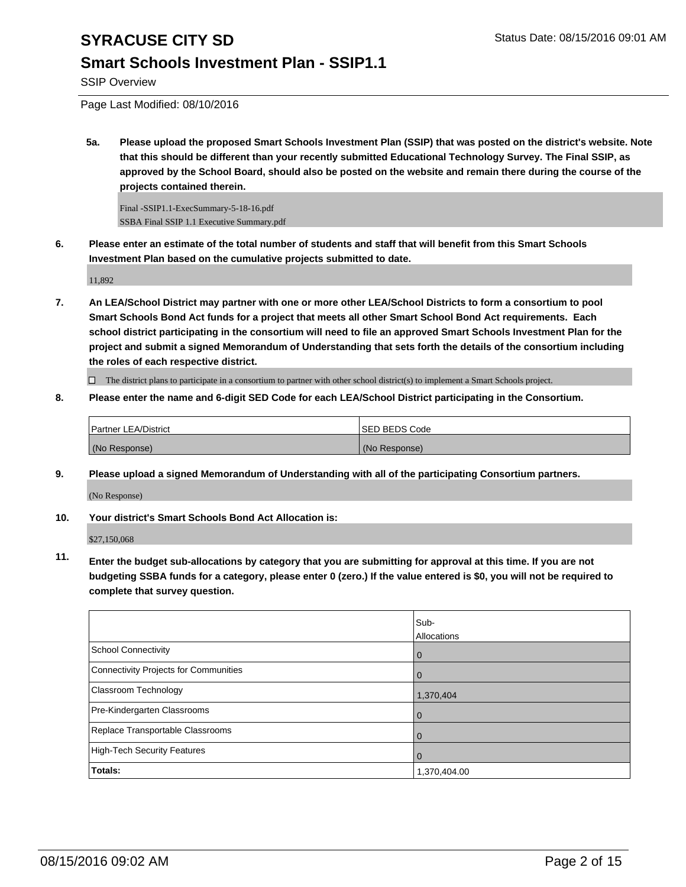# SYRACUSE CITY SD

Status Date: 08/15/2016 09:01 AM

## Smart Schools Investment Plan - SSIP1.1

SSIP Overview

Page Last Modified: 08/10/2016

**5a. Please upload the proposed Smart Schools Investment Plan (SSIP) that was posted on the district's website. Note that this should be different than your recently submitted Educational Technology Survey. The Final SSIP, as approved by the School Board, should also be posted on the website and remain there during the course of the projects contained therein.**

Final -SSIP1.1-ExecSummary-5-18-16.pdf
SSBA Final SSIP 1.1 Executive Summary.pdf

**6. Please enter an estimate of the total number of students and staff that will benefit from this Smart Schools Investment Plan based on the cumulative projects submitted to date.**

11,892

**7. An LEA/School District may partner with one or more other LEA/School Districts to form a consortium to pool Smart Schools Bond Act funds for a project that meets all other Smart School Bond Act requirements. Each school district participating in the consortium will need to file an approved Smart Schools Investment Plan for the project and submit a signed Memorandum of Understanding that sets forth the details of the consortium including the roles of each respective district.**

☐ The district plans to participate in a consortium to partner with other school district(s) to implement a Smart Schools project.

**8. Please enter the name and 6-digit SED Code for each LEA/School District participating in the Consortium.**

| Partner LEA/District | SED BEDS Code |
|---|---|
| (No Response) | (No Response) |

**9. Please upload a signed Memorandum of Understanding with all of the participating Consortium partners.**

(No Response)

**10. Your district's Smart Schools Bond Act Allocation is:**

$27,150,068

**11. Enter the budget sub-allocations by category that you are submitting for approval at this time. If you are not budgeting SSBA funds for a category, please enter 0 (zero.) If the value entered is $0, you will not be required to complete that survey question.**

| | Sub-Allocations |
|---|---|
| School Connectivity | 0 |
| Connectivity Projects for Communities | 0 |
| Classroom Technology | 1,370,404 |
| Pre-Kindergarten Classrooms | 0 |
| Replace Transportable Classrooms | 0 |
| High-Tech Security Features | 0 |
| **Totals:** | 1,370,404.00 |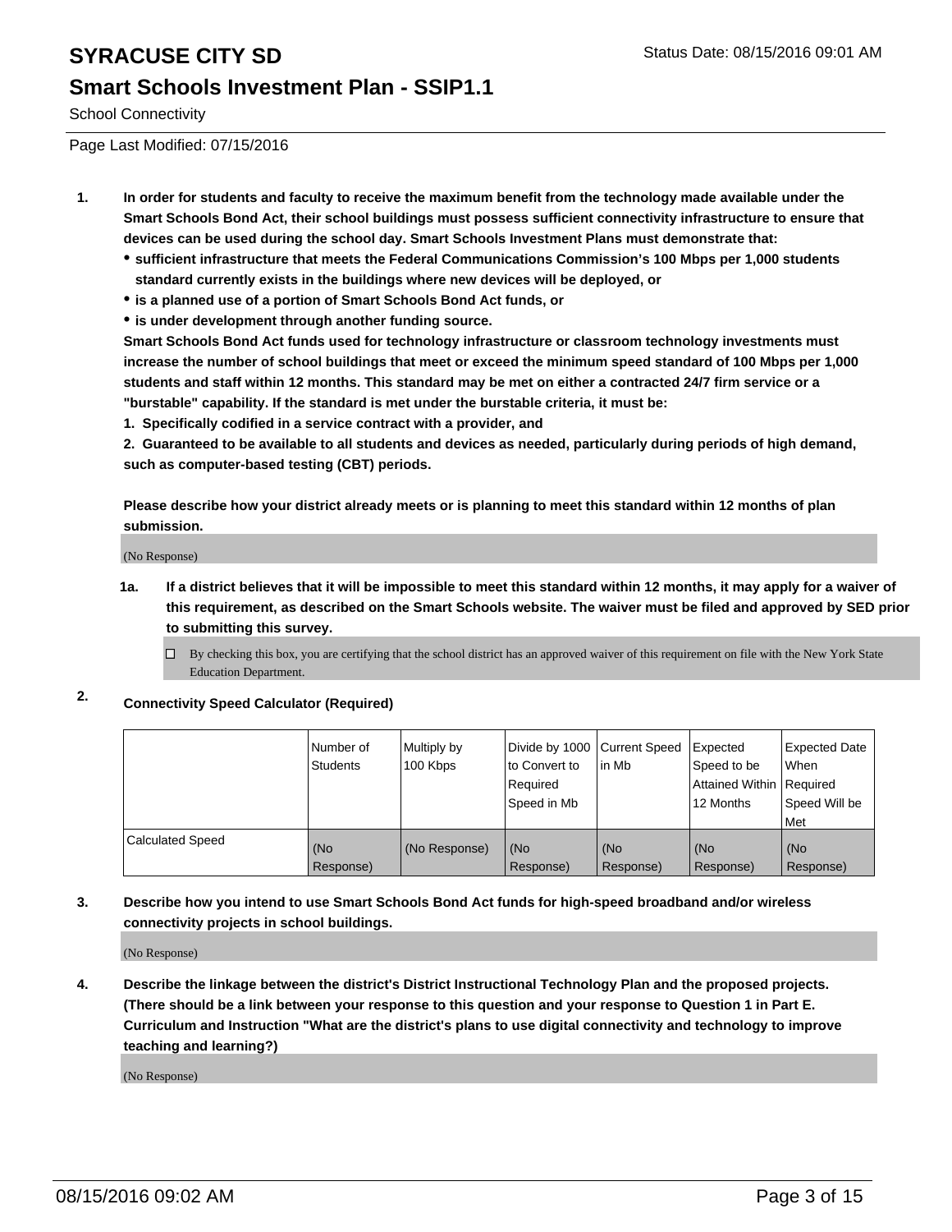# SYRACUSE CITY SD

Status Date: 08/15/2016 09:01 AM

## Smart Schools Investment Plan - SSIP1.1

School Connectivity

Page Last Modified: 07/15/2016

**1. In order for students and faculty to receive the maximum benefit from the technology made available under the Smart Schools Bond Act, their school buildings must possess sufficient connectivity infrastructure to ensure that devices can be used during the school day. Smart Schools Investment Plans must demonstrate that:**

- **sufficient infrastructure that meets the Federal Communications Commission's 100 Mbps per 1,000 students standard currently exists in the buildings where new devices will be deployed, or**
- **is a planned use of a portion of Smart Schools Bond Act funds, or**
- **is under development through another funding source.**

**Smart Schools Bond Act funds used for technology infrastructure or classroom technology investments must increase the number of school buildings that meet or exceed the minimum speed standard of 100 Mbps per 1,000 students and staff within 12 months. This standard may be met on either a contracted 24/7 firm service or a "burstable" capability. If the standard is met under the burstable criteria, it must be:**

**1. Specifically codified in a service contract with a provider, and**

**2. Guaranteed to be available to all students and devices as needed, particularly during periods of high demand, such as computer-based testing (CBT) periods.**

**Please describe how your district already meets or is planning to meet this standard within 12 months of plan submission.**

(No Response)

**1a. If a district believes that it will be impossible to meet this standard within 12 months, it may apply for a waiver of this requirement, as described on the Smart Schools website. The waiver must be filed and approved by SED prior to submitting this survey.**

☐ By checking this box, you are certifying that the school district has an approved waiver of this requirement on file with the New York State Education Department.

**2. Connectivity Speed Calculator (Required)**

| | Number of Students | Multiply by 100 Kbps | Divide by 1000 to Convert to Required Speed in Mb | Current Speed in Mb | Expected Speed to be Attained Within 12 Months | Expected Date When Required Speed Will be Met |
|---|---|---|---|---|---|---|
| Calculated Speed | (No Response) | (No Response) | (No Response) | (No Response) | (No Response) | (No Response) |

**3. Describe how you intend to use Smart Schools Bond Act funds for high-speed broadband and/or wireless connectivity projects in school buildings.**

(No Response)

**4. Describe the linkage between the district's District Instructional Technology Plan and the proposed projects. (There should be a link between your response to this question and your response to Question 1 in Part E. Curriculum and Instruction "What are the district's plans to use digital connectivity and technology to improve teaching and learning?)**

(No Response)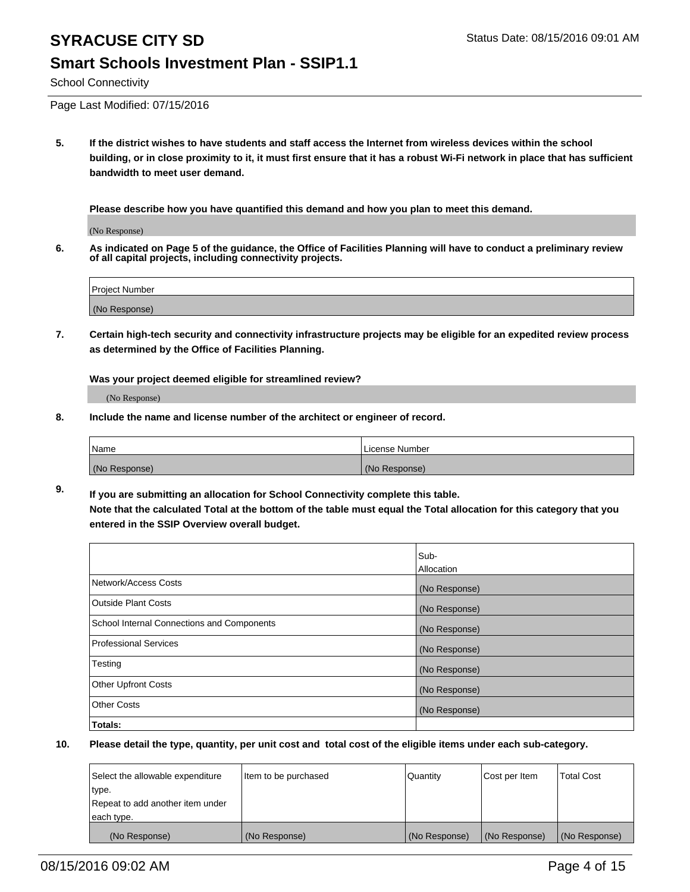# SYRACUSE CITY SD

Status Date: 08/15/2016 09:01 AM

## Smart Schools Investment Plan - SSIP1.1

School Connectivity

Page Last Modified: 07/15/2016

**5. If the district wishes to have students and staff access the Internet from wireless devices within the school building, or in close proximity to it, it must first ensure that it has a robust Wi-Fi network in place that has sufficient bandwidth to meet user demand.**

**Please describe how you have quantified this demand and how you plan to meet this demand.**

(No Response)

**6. As indicated on Page 5 of the guidance, the Office of Facilities Planning will have to conduct a preliminary review of all capital projects, including connectivity projects.**

| Project Number |
| --- |
| (No Response) |

**7. Certain high-tech security and connectivity infrastructure projects may be eligible for an expedited review process as determined by the Office of Facilities Planning.**

**Was your project deemed eligible for streamlined review?**

(No Response)

**8. Include the name and license number of the architect or engineer of record.**

| Name | License Number |
| --- | --- |
| (No Response) | (No Response) |

**9. If you are submitting an allocation for School Connectivity complete this table.**
**Note that the calculated Total at the bottom of the table must equal the Total allocation for this category that you entered in the SSIP Overview overall budget.**

| | Sub-Allocation |
| --- | --- |
| Network/Access Costs | (No Response) |
| Outside Plant Costs | (No Response) |
| School Internal Connections and Components | (No Response) |
| Professional Services | (No Response) |
| Testing | (No Response) |
| Other Upfront Costs | (No Response) |
| Other Costs | (No Response) |
| **Totals:** | |

**10. Please detail the type, quantity, per unit cost and total cost of the eligible items under each sub-category.**

| Select the allowable expenditure type. Repeat to add another item under each type. | Item to be purchased | Quantity | Cost per Item | Total Cost |
| --- | --- | --- | --- | --- |
| (No Response) | (No Response) | (No Response) | (No Response) | (No Response) |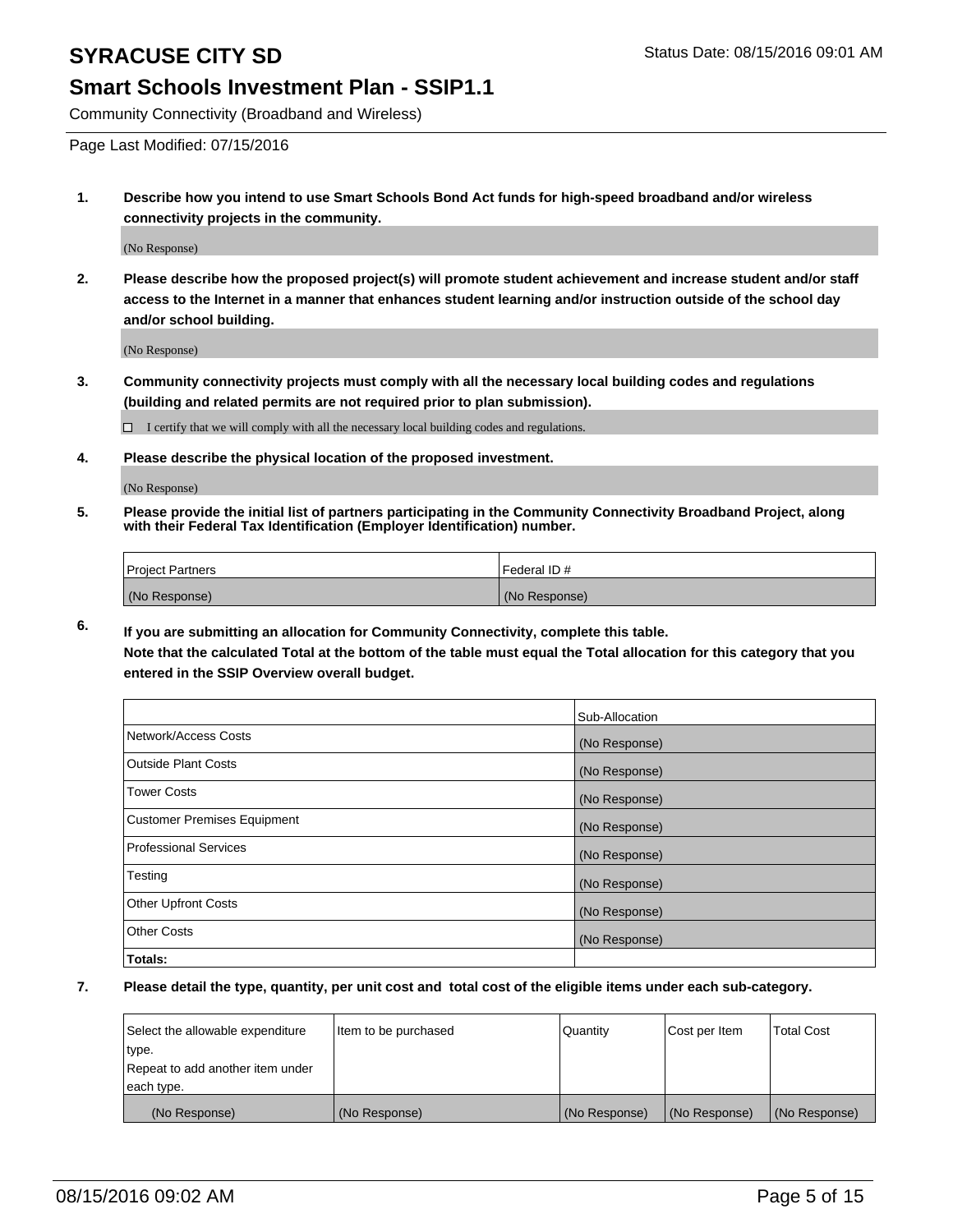# SYRACUSE CITY SD

Status Date: 08/15/2016 09:01 AM

## Smart Schools Investment Plan - SSIP1.1

Community Connectivity (Broadband and Wireless)

Page Last Modified: 07/15/2016

**1. Describe how you intend to use Smart Schools Bond Act funds for high-speed broadband and/or wireless connectivity projects in the community.**

(No Response)

**2. Please describe how the proposed project(s) will promote student achievement and increase student and/or staff access to the Internet in a manner that enhances student learning and/or instruction outside of the school day and/or school building.**

(No Response)

**3. Community connectivity projects must comply with all the necessary local building codes and regulations (building and related permits are not required prior to plan submission).**

☐ I certify that we will comply with all the necessary local building codes and regulations.

**4. Please describe the physical location of the proposed investment.**

(No Response)

**5. Please provide the initial list of partners participating in the Community Connectivity Broadband Project, along with their Federal Tax Identification (Employer Identification) number.**

| Project Partners | Federal ID # |
|---|---|
| (No Response) | (No Response) |

**6. If you are submitting an allocation for Community Connectivity, complete this table.**
**Note that the calculated Total at the bottom of the table must equal the Total allocation for this category that you entered in the SSIP Overview overall budget.**

| | Sub-Allocation |
|---|---|
| Network/Access Costs | (No Response) |
| Outside Plant Costs | (No Response) |
| Tower Costs | (No Response) |
| Customer Premises Equipment | (No Response) |
| Professional Services | (No Response) |
| Testing | (No Response) |
| Other Upfront Costs | (No Response) |
| Other Costs | (No Response) |
| **Totals:** | |

**7. Please detail the type, quantity, per unit cost and total cost of the eligible items under each sub-category.**

| Select the allowable expenditure type. Repeat to add another item under each type. | Item to be purchased | Quantity | Cost per Item | Total Cost |
|---|---|---|---|---|
| (No Response) | (No Response) | (No Response) | (No Response) | (No Response) |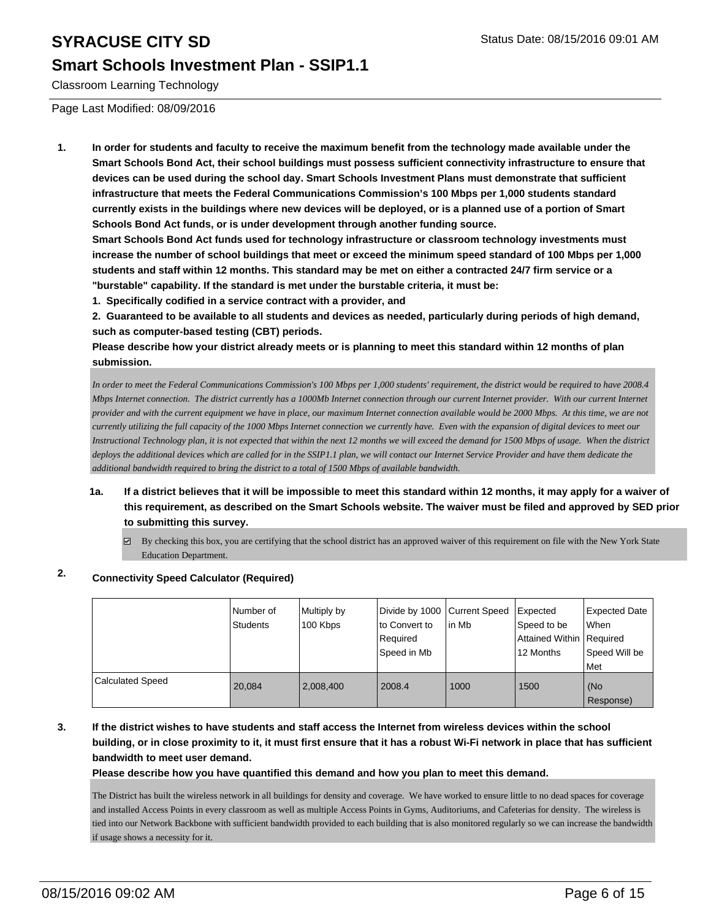# SYRACUSE CITY SD

Status Date: 08/15/2016 09:01 AM

## Smart Schools Investment Plan - SSIP1.1

Classroom Learning Technology

Page Last Modified: 08/09/2016

**1. In order for students and faculty to receive the maximum benefit from the technology made available under the Smart Schools Bond Act, their school buildings must possess sufficient connectivity infrastructure to ensure that devices can be used during the school day. Smart Schools Investment Plans must demonstrate that sufficient infrastructure that meets the Federal Communications Commission's 100 Mbps per 1,000 students standard currently exists in the buildings where new devices will be deployed, or is a planned use of a portion of Smart Schools Bond Act funds, or is under development through another funding source.**

**Smart Schools Bond Act funds used for technology infrastructure or classroom technology investments must increase the number of school buildings that meet or exceed the minimum speed standard of 100 Mbps per 1,000 students and staff within 12 months. This standard may be met on either a contracted 24/7 firm service or a "burstable" capability. If the standard is met under the burstable criteria, it must be:**

**1. Specifically codified in a service contract with a provider, and**

**2. Guaranteed to be available to all students and devices as needed, particularly during periods of high demand, such as computer-based testing (CBT) periods.**

**Please describe how your district already meets or is planning to meet this standard within 12 months of plan submission.**

*In order to meet the Federal Communications Commission's 100 Mbps per 1,000 students' requirement, the district would be required to have 2008.4 Mbps Internet connection. The district currently has a 1000Mb Internet connection through our current Internet provider. With our current Internet provider and with the current equipment we have in place, our maximum Internet connection available would be 2000 Mbps. At this time, we are not currently utilizing the full capacity of the 1000 Mbps Internet connection we currently have. Even with the expansion of digital devices to meet our Instructional Technology plan, it is not expected that within the next 12 months we will exceed the demand for 1500 Mbps of usage. When the district deploys the additional devices which are called for in the SSIP1.1 plan, we will contact our Internet Service Provider and have them dedicate the additional bandwidth required to bring the district to a total of 1500 Mbps of available bandwidth.*

**1a. If a district believes that it will be impossible to meet this standard within 12 months, it may apply for a waiver of this requirement, as described on the Smart Schools website. The waiver must be filed and approved by SED prior to submitting this survey.**

- ☑ By checking this box, you are certifying that the school district has an approved waiver of this requirement on file with the New York State Education Department.

**2. Connectivity Speed Calculator (Required)**

| | Number of Students | Multiply by 100 Kbps | Divide by 1000 to Convert to Required Speed in Mb | Current Speed in Mb | Expected Speed to be Attained Within 12 Months | Expected Date When Required Speed Will be Met |
|---|---|---|---|---|---|---|
| Calculated Speed | 20,084 | 2,008,400 | 2008.4 | 1000 | 1500 | (No Response) |

**3. If the district wishes to have students and staff access the Internet from wireless devices within the school building, or in close proximity to it, it must first ensure that it has a robust Wi-Fi network in place that has sufficient bandwidth to meet user demand.**

**Please describe how you have quantified this demand and how you plan to meet this demand.**

The District has built the wireless network in all buildings for density and coverage. We have worked to ensure little to no dead spaces for coverage and installed Access Points in every classroom as well as multiple Access Points in Gyms, Auditoriums, and Cafeterias for density. The wireless is tied into our Network Backbone with sufficient bandwidth provided to each building that is also monitored regularly so we can increase the bandwidth if usage shows a necessity for it.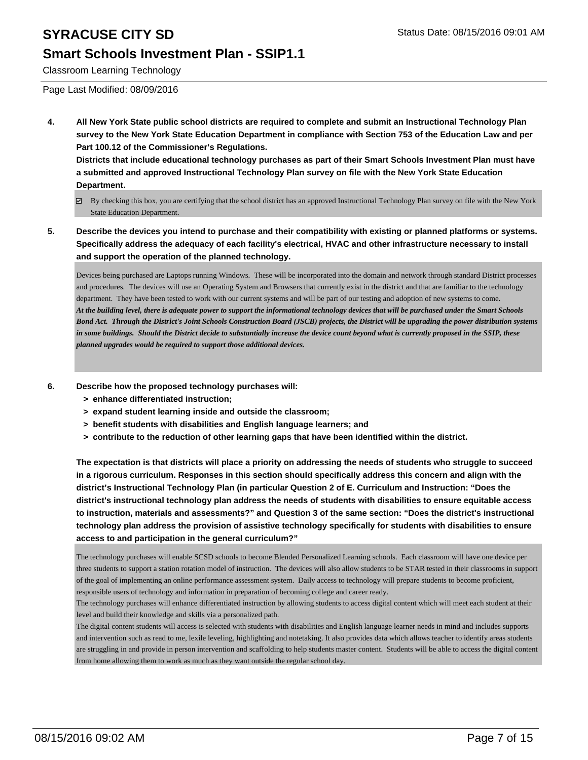**4. All New York State public school districts are required to complete and submit an Instructional Technology Plan survey to the New York State Education Department in compliance with Section 753 of the Education Law and per Part 100.12 of the Commissioner's Regulations.**

**Districts that include educational technology purchases as part of their Smart Schools Investment Plan must have a submitted and approved Instructional Technology Plan survey on file with the New York State Education Department.**

☑ By checking this box, you are certifying that the school district has an approved Instructional Technology Plan survey on file with the New York State Education Department.

**5. Describe the devices you intend to purchase and their compatibility with existing or planned platforms or systems. Specifically address the adequacy of each facility's electrical, HVAC and other infrastructure necessary to install and support the operation of the planned technology.**

Devices being purchased are Laptops running Windows. These will be incorporated into the domain and network through standard District processes and procedures. The devices will use an Operating System and Browsers that currently exist in the district and that are familiar to the technology department. They have been tested to work with our current systems and will be part of our testing and adoption of new systems to come.
***At the building level, there is adequate power to support the informational technology devices that will be purchased under the Smart Schools Bond Act. Through the District's Joint Schools Construction Board (JSCB) projects, the District will be upgrading the power distribution systems in some buildings. Should the District decide to substantially increase the device count beyond what is currently proposed in the SSIP, these planned upgrades would be required to support those additional devices.***

**6. Describe how the proposed technology purchases will:**

- **> enhance differentiated instruction;**
- **> expand student learning inside and outside the classroom;**
- **> benefit students with disabilities and English language learners; and**
- **> contribute to the reduction of other learning gaps that have been identified within the district.**

**The expectation is that districts will place a priority on addressing the needs of students who struggle to succeed in a rigorous curriculum. Responses in this section should specifically address this concern and align with the district's Instructional Technology Plan (in particular Question 2 of E. Curriculum and Instruction: "Does the district's instructional technology plan address the needs of students with disabilities to ensure equitable access to instruction, materials and assessments?" and Question 3 of the same section: "Does the district's instructional technology plan address the provision of assistive technology specifically for students with disabilities to ensure access to and participation in the general curriculum?"**

The technology purchases will enable SCSD schools to become Blended Personalized Learning schools. Each classroom will have one device per three students to support a station rotation model of instruction. The devices will also allow students to be STAR tested in their classrooms in support of the goal of implementing an online performance assessment system. Daily access to technology will prepare students to become proficient, responsible users of technology and information in preparation of becoming college and career ready.
The technology purchases will enhance differentiated instruction by allowing students to access digital content which will meet each student at their level and build their knowledge and skills via a personalized path.
The digital content students will access is selected with students with disabilities and English language learner needs in mind and includes supports and intervention such as read to me, lexile leveling, highlighting and notetaking. It also provides data which allows teacher to identify areas students are struggling in and provide in person intervention and scaffolding to help students master content. Students will be able to access the digital content from home allowing them to work as much as they want outside the regular school day.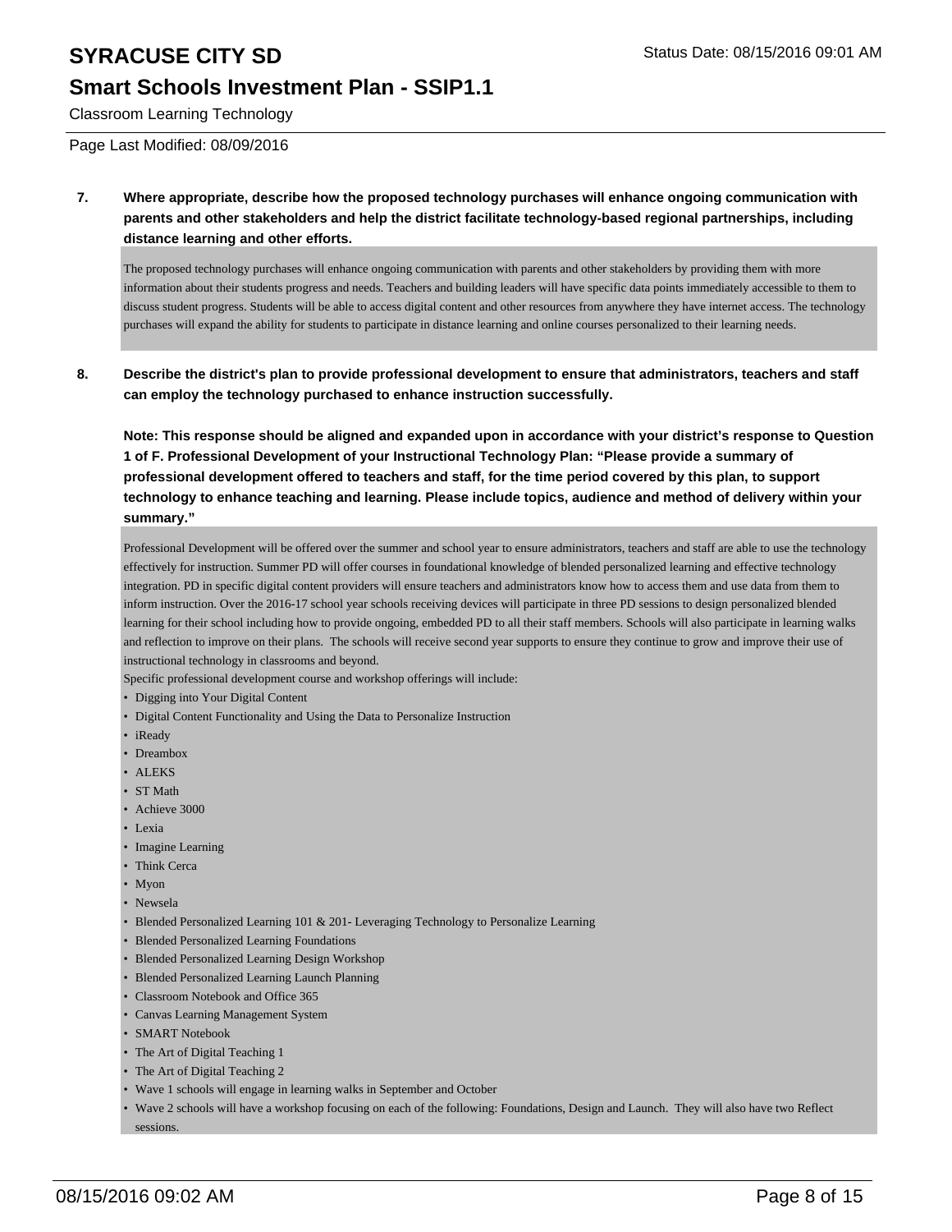**7. Where appropriate, describe how the proposed technology purchases will enhance ongoing communication with parents and other stakeholders and help the district facilitate technology-based regional partnerships, including distance learning and other efforts.**

The proposed technology purchases will enhance ongoing communication with parents and other stakeholders by providing them with more information about their students progress and needs. Teachers and building leaders will have specific data points immediately accessible to them to discuss student progress. Students will be able to access digital content and other resources from anywhere they have internet access. The technology purchases will expand the ability for students to participate in distance learning and online courses personalized to their learning needs.

**8. Describe the district's plan to provide professional development to ensure that administrators, teachers and staff can employ the technology purchased to enhance instruction successfully.**

**Note: This response should be aligned and expanded upon in accordance with your district's response to Question 1 of F. Professional Development of your Instructional Technology Plan: "Please provide a summary of professional development offered to teachers and staff, for the time period covered by this plan, to support technology to enhance teaching and learning. Please include topics, audience and method of delivery within your summary."**

Professional Development will be offered over the summer and school year to ensure administrators, teachers and staff are able to use the technology effectively for instruction. Summer PD will offer courses in foundational knowledge of blended personalized learning and effective technology integration. PD in specific digital content providers will ensure teachers and administrators know how to access them and use data from them to inform instruction. Over the 2016-17 school year schools receiving devices will participate in three PD sessions to design personalized blended learning for their school including how to provide ongoing, embedded PD to all their staff members. Schools will also participate in learning walks and reflection to improve on their plans. The schools will receive second year supports to ensure they continue to grow and improve their use of instructional technology in classrooms and beyond.

Specific professional development course and workshop offerings will include:

- Digging into Your Digital Content
- Digital Content Functionality and Using the Data to Personalize Instruction
- iReady
- Dreambox
- ALEKS
- ST Math
- Achieve 3000
- Lexia
- Imagine Learning
- Think Cerca
- Myon
- Newsela
- Blended Personalized Learning 101 & 201- Leveraging Technology to Personalize Learning
- Blended Personalized Learning Foundations
- Blended Personalized Learning Design Workshop
- Blended Personalized Learning Launch Planning
- Classroom Notebook and Office 365
- Canvas Learning Management System
- SMART Notebook
- The Art of Digital Teaching 1
- The Art of Digital Teaching 2
- Wave 1 schools will engage in learning walks in September and October
- Wave 2 schools will have a workshop focusing on each of the following: Foundations, Design and Launch. They will also have two Reflect sessions.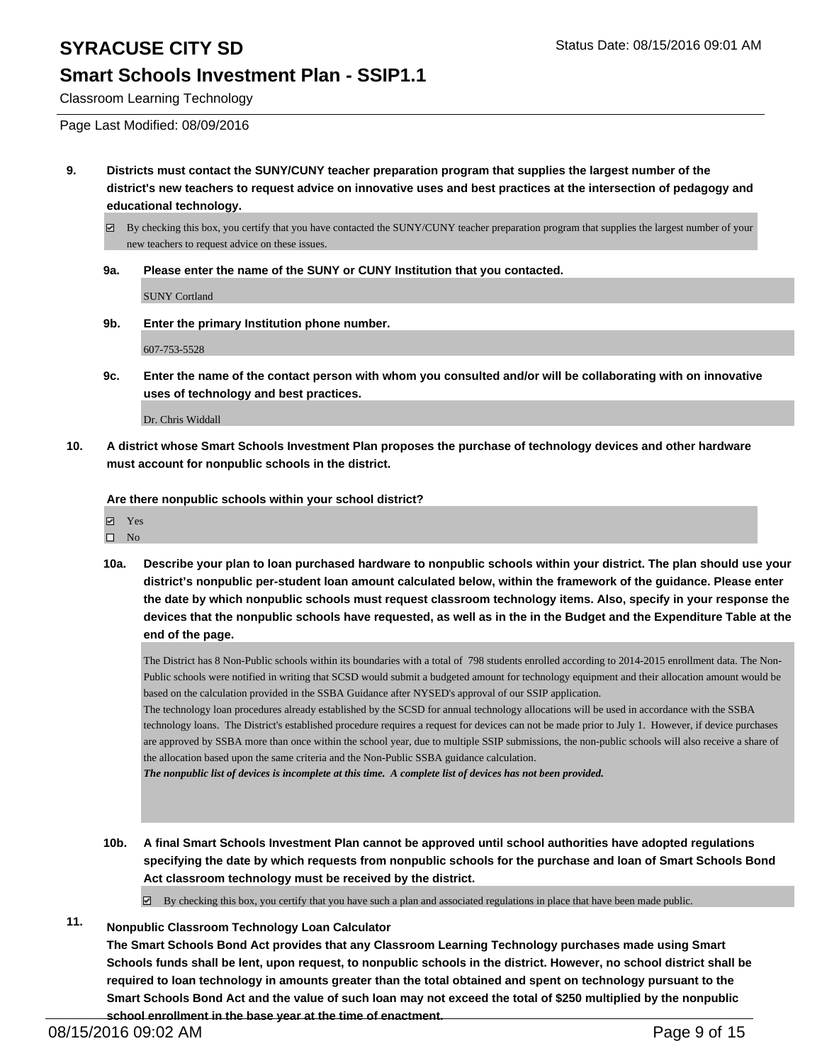**9. Districts must contact the SUNY/CUNY teacher preparation program that supplies the largest number of the district's new teachers to request advice on innovative uses and best practices at the intersection of pedagogy and educational technology.**

☑ By checking this box, you certify that you have contacted the SUNY/CUNY teacher preparation program that supplies the largest number of your new teachers to request advice on these issues.

**9a. Please enter the name of the SUNY or CUNY Institution that you contacted.**

SUNY Cortland

**9b. Enter the primary Institution phone number.**

607-753-5528

**9c. Enter the name of the contact person with whom you consulted and/or will be collaborating with on innovative uses of technology and best practices.**

Dr. Chris Widdall

**10. A district whose Smart Schools Investment Plan proposes the purchase of technology devices and other hardware must account for nonpublic schools in the district.**

**Are there nonpublic schools within your school district?**

☑ Yes
☐ No

**10a. Describe your plan to loan purchased hardware to nonpublic schools within your district. The plan should use your district's nonpublic per-student loan amount calculated below, within the framework of the guidance. Please enter the date by which nonpublic schools must request classroom technology items. Also, specify in your response the devices that the nonpublic schools have requested, as well as in the in the Budget and the Expenditure Table at the end of the page.**

The District has 8 Non-Public schools within its boundaries with a total of 798 students enrolled according to 2014-2015 enrollment data. The Non-Public schools were notified in writing that SCSD would submit a budgeted amount for technology equipment and their allocation amount would be based on the calculation provided in the SSBA Guidance after NYSED's approval of our SSIP application.
The technology loan procedures already established by the SCSD for annual technology allocations will be used in accordance with the SSBA technology loans. The District's established procedure requires a request for devices can not be made prior to July 1. However, if device purchases are approved by SSBA more than once within the school year, due to multiple SSIP submissions, the non-public schools will also receive a share of the allocation based upon the same criteria and the Non-Public SSBA guidance calculation.
***The nonpublic list of devices is incomplete at this time. A complete list of devices has not been provided.***

**10b. A final Smart Schools Investment Plan cannot be approved until school authorities have adopted regulations specifying the date by which requests from nonpublic schools for the purchase and loan of Smart Schools Bond Act classroom technology must be received by the district.**

☑ By checking this box, you certify that you have such a plan and associated regulations in place that have been made public.

**11. Nonpublic Classroom Technology Loan Calculator**

**The Smart Schools Bond Act provides that any Classroom Learning Technology purchases made using Smart Schools funds shall be lent, upon request, to nonpublic schools in the district. However, no school district shall be required to loan technology in amounts greater than the total obtained and spent on technology pursuant to the Smart Schools Bond Act and the value of such loan may not exceed the total of $250 multiplied by the nonpublic school enrollment in the base year at the time of enactment.**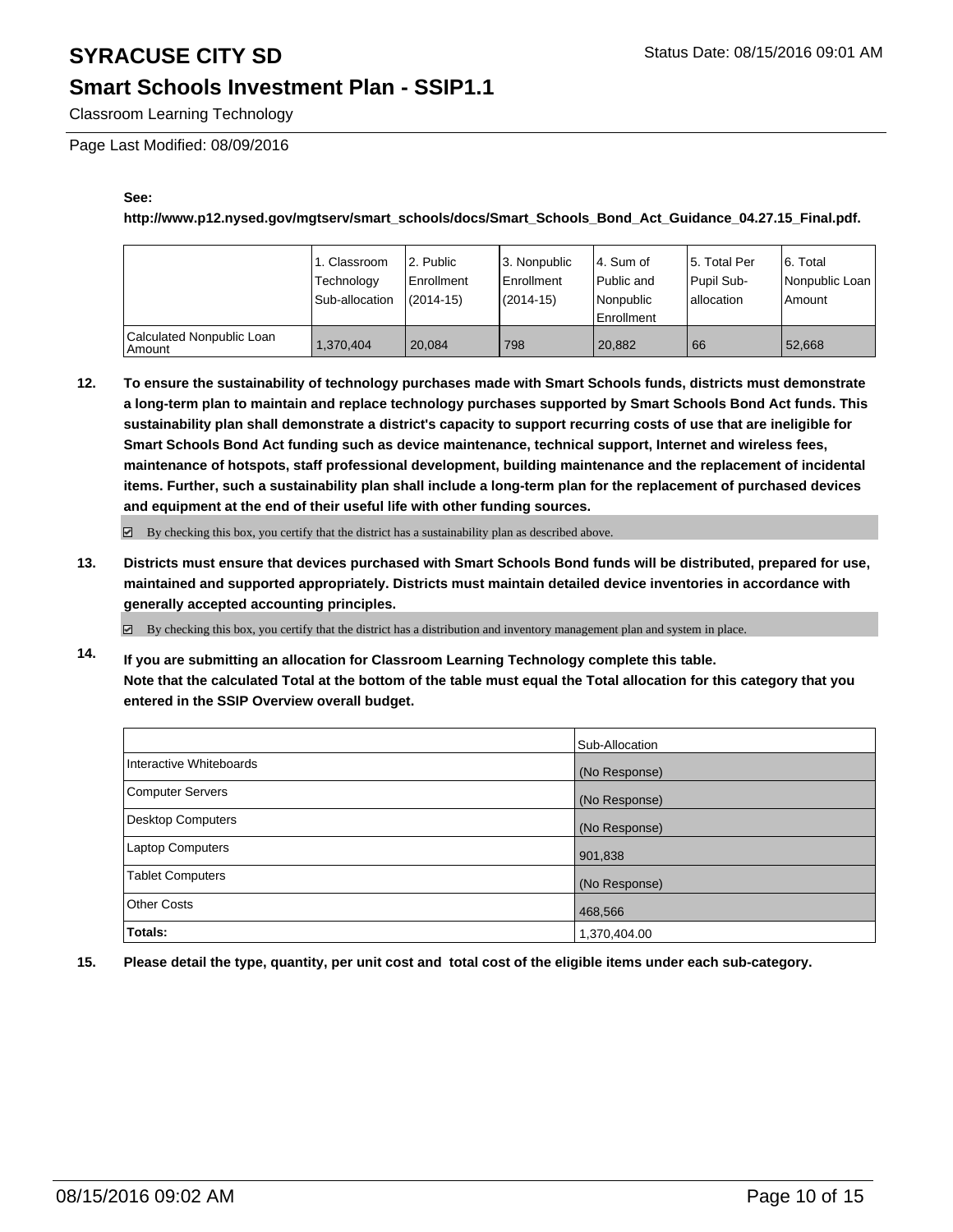**See:**

**http://www.p12.nysed.gov/mgtserv/smart_schools/docs/Smart_Schools_Bond_Act_Guidance_04.27.15_Final.pdf.**

| | 1. Classroom Technology Sub-allocation | 2. Public Enrollment (2014-15) | 3. Nonpublic Enrollment (2014-15) | 4. Sum of Public and Nonpublic Enrollment | 5. Total Per Pupil Sub-allocation | 6. Total Nonpublic Loan Amount |
|---|---|---|---|---|---|---|
| Calculated Nonpublic Loan Amount | 1,370,404 | 20,084 | 798 | 20,882 | 66 | 52,668 |

**12. To ensure the sustainability of technology purchases made with Smart Schools funds, districts must demonstrate a long-term plan to maintain and replace technology purchases supported by Smart Schools Bond Act funds. This sustainability plan shall demonstrate a district's capacity to support recurring costs of use that are ineligible for Smart Schools Bond Act funding such as device maintenance, technical support, Internet and wireless fees, maintenance of hotspots, staff professional development, building maintenance and the replacement of incidental items. Further, such a sustainability plan shall include a long-term plan for the replacement of purchased devices and equipment at the end of their useful life with other funding sources.**

☑ By checking this box, you certify that the district has a sustainability plan as described above.

**13. Districts must ensure that devices purchased with Smart Schools Bond funds will be distributed, prepared for use, maintained and supported appropriately. Districts must maintain detailed device inventories in accordance with generally accepted accounting principles.**

☑ By checking this box, you certify that the district has a distribution and inventory management plan and system in place.

**14. If you are submitting an allocation for Classroom Learning Technology complete this table. Note that the calculated Total at the bottom of the table must equal the Total allocation for this category that you entered in the SSIP Overview overall budget.**

| | Sub-Allocation |
|---|---|
| Interactive Whiteboards | (No Response) |
| Computer Servers | (No Response) |
| Desktop Computers | (No Response) |
| Laptop Computers | 901,838 |
| Tablet Computers | (No Response) |
| Other Costs | 468,566 |
| **Totals:** | 1,370,404.00 |

**15. Please detail the type, quantity, per unit cost and total cost of the eligible items under each sub-category.**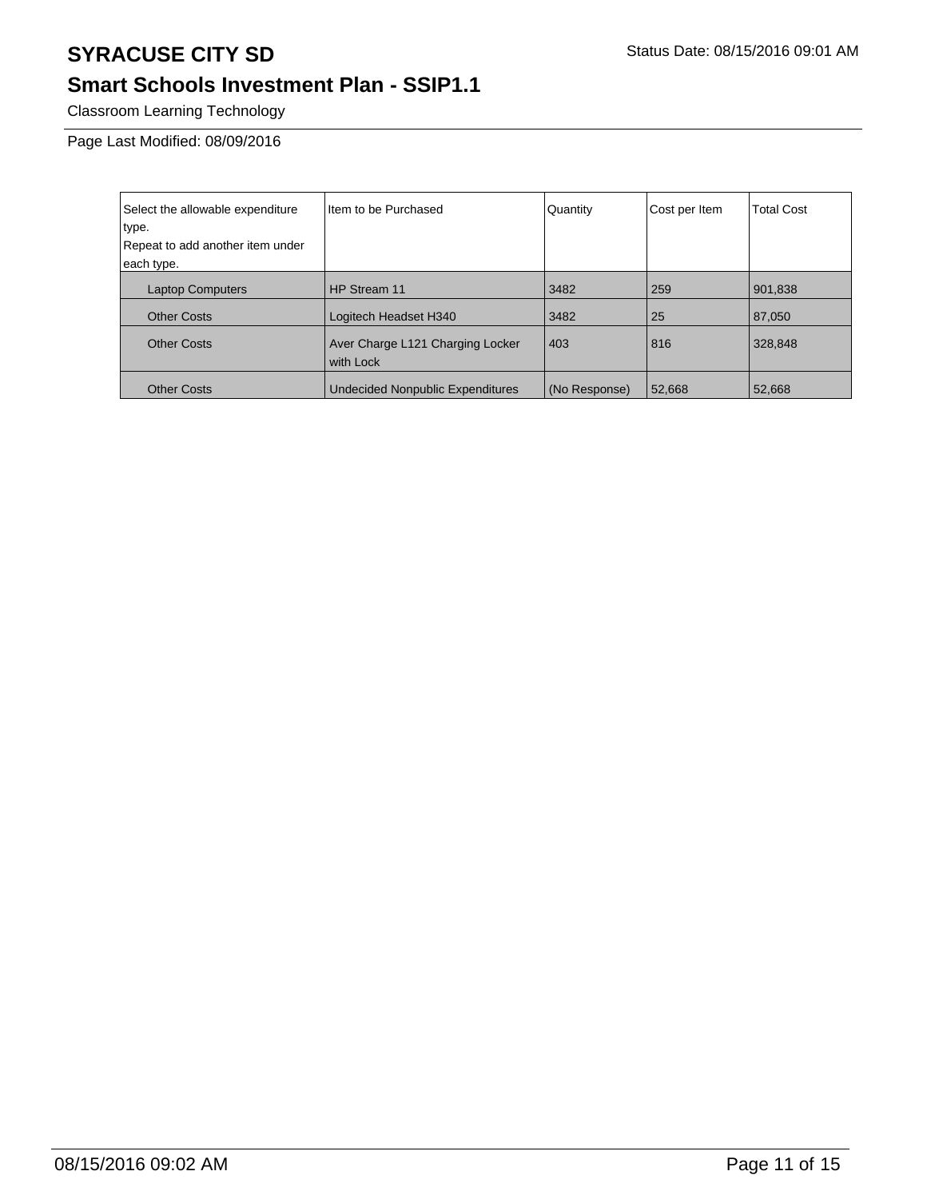# SYRACUSE CITY SD

Status Date: 08/15/2016 09:01 AM

## Smart Schools Investment Plan - SSIP1.1

Classroom Learning Technology

Page Last Modified: 08/09/2016

| Select the allowable expenditure type. Repeat to add another item under each type. | Item to be Purchased | Quantity | Cost per Item | Total Cost |
|---|---|---|---|---|
| Laptop Computers | HP Stream 11 | 3482 | 259 | 901,838 |
| Other Costs | Logitech Headset H340 | 3482 | 25 | 87,050 |
| Other Costs | Aver Charge L121 Charging Locker with Lock | 403 | 816 | 328,848 |
| Other Costs | Undecided Nonpublic Expenditures | (No Response) | 52,668 | 52,668 |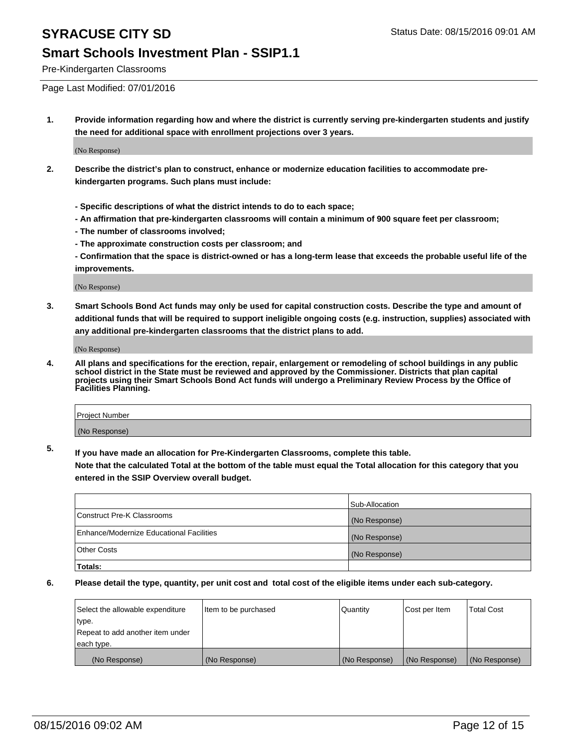# SYRACUSE CITY SD

Status Date: 08/15/2016 09:01 AM

## Smart Schools Investment Plan - SSIP1.1

Pre-Kindergarten Classrooms

Page Last Modified: 07/01/2016

1. **Provide information regarding how and where the district is currently serving pre-kindergarten students and justify the need for additional space with enrollment projections over 3 years.**

   (No Response)

2. **Describe the district's plan to construct, enhance or modernize education facilities to accommodate pre-kindergarten programs. Such plans must include:**

   **- Specific descriptions of what the district intends to do to each space;**
   **- An affirmation that pre-kindergarten classrooms will contain a minimum of 900 square feet per classroom;**
   **- The number of classrooms involved;**
   **- The approximate construction costs per classroom; and**
   **- Confirmation that the space is district-owned or has a long-term lease that exceeds the probable useful life of the improvements.**

   (No Response)

3. **Smart Schools Bond Act funds may only be used for capital construction costs. Describe the type and amount of additional funds that will be required to support ineligible ongoing costs (e.g. instruction, supplies) associated with any additional pre-kindergarten classrooms that the district plans to add.**

   (No Response)

4. **All plans and specifications for the erection, repair, enlargement or remodeling of school buildings in any public school district in the State must be reviewed and approved by the Commissioner. Districts that plan capital projects using their Smart Schools Bond Act funds will undergo a Preliminary Review Process by the Office of Facilities Planning.**

| Project Number |
|---|
| (No Response) |

5. **If you have made an allocation for Pre-Kindergarten Classrooms, complete this table.**
   **Note that the calculated Total at the bottom of the table must equal the Total allocation for this category that you entered in the SSIP Overview overall budget.**

| | Sub-Allocation |
|---|---|
| Construct Pre-K Classrooms | (No Response) |
| Enhance/Modernize Educational Facilities | (No Response) |
| Other Costs | (No Response) |
| **Totals:** | |

6. **Please detail the type, quantity, per unit cost and total cost of the eligible items under each sub-category.**

| Select the allowable expenditure type. Repeat to add another item under each type. | Item to be purchased | Quantity | Cost per Item | Total Cost |
|---|---|---|---|---|
| (No Response) | (No Response) | (No Response) | (No Response) | (No Response) |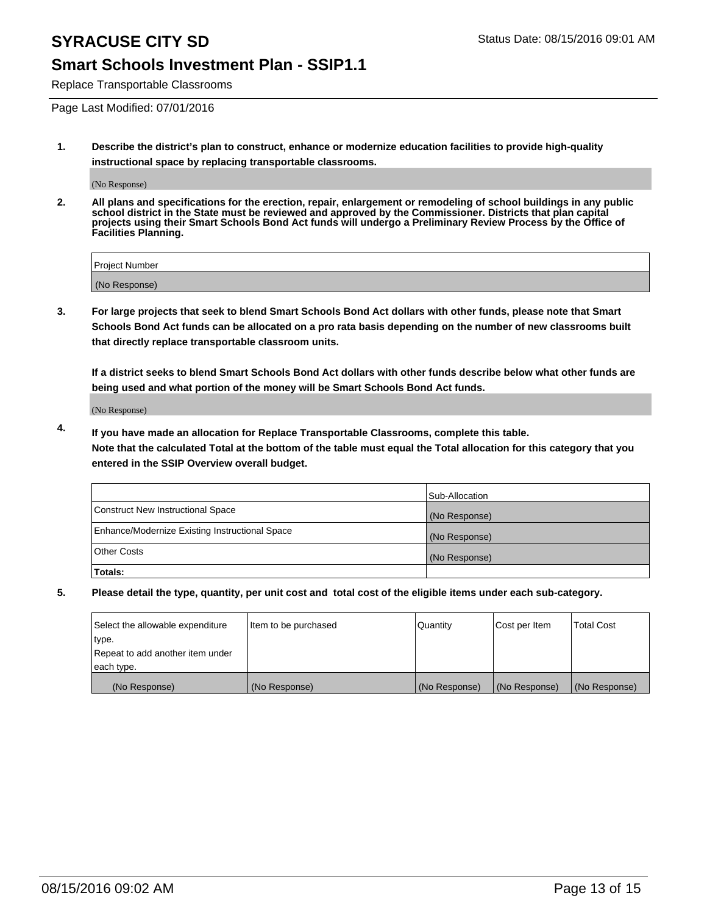# SYRACUSE CITY SD

Status Date: 08/15/2016 09:01 AM

## Smart Schools Investment Plan - SSIP1.1

Replace Transportable Classrooms

Page Last Modified: 07/01/2016

1. **Describe the district's plan to construct, enhance or modernize education facilities to provide high-quality instructional space by replacing transportable classrooms.**

   (No Response)

2. **All plans and specifications for the erection, repair, enlargement or remodeling of school buildings in any public school district in the State must be reviewed and approved by the Commissioner. Districts that plan capital projects using their Smart Schools Bond Act funds will undergo a Preliminary Review Process by the Office of Facilities Planning.**

| Project Number |
|---|
| (No Response) |

3. **For large projects that seek to blend Smart Schools Bond Act dollars with other funds, please note that Smart Schools Bond Act funds can be allocated on a pro rata basis depending on the number of new classrooms built that directly replace transportable classroom units.**

   **If a district seeks to blend Smart Schools Bond Act dollars with other funds describe below what other funds are being used and what portion of the money will be Smart Schools Bond Act funds.**

   (No Response)

4. **If you have made an allocation for Replace Transportable Classrooms, complete this table.**
   **Note that the calculated Total at the bottom of the table must equal the Total allocation for this category that you entered in the SSIP Overview overall budget.**

| | Sub-Allocation |
|---|---|
| Construct New Instructional Space | (No Response) |
| Enhance/Modernize Existing Instructional Space | (No Response) |
| Other Costs | (No Response) |
| **Totals:** | |

5. **Please detail the type, quantity, per unit cost and total cost of the eligible items under each sub-category.**

| Select the allowable expenditure type. Repeat to add another item under each type. | Item to be purchased | Quantity | Cost per Item | Total Cost |
|---|---|---|---|---|
| (No Response) | (No Response) | (No Response) | (No Response) | (No Response) |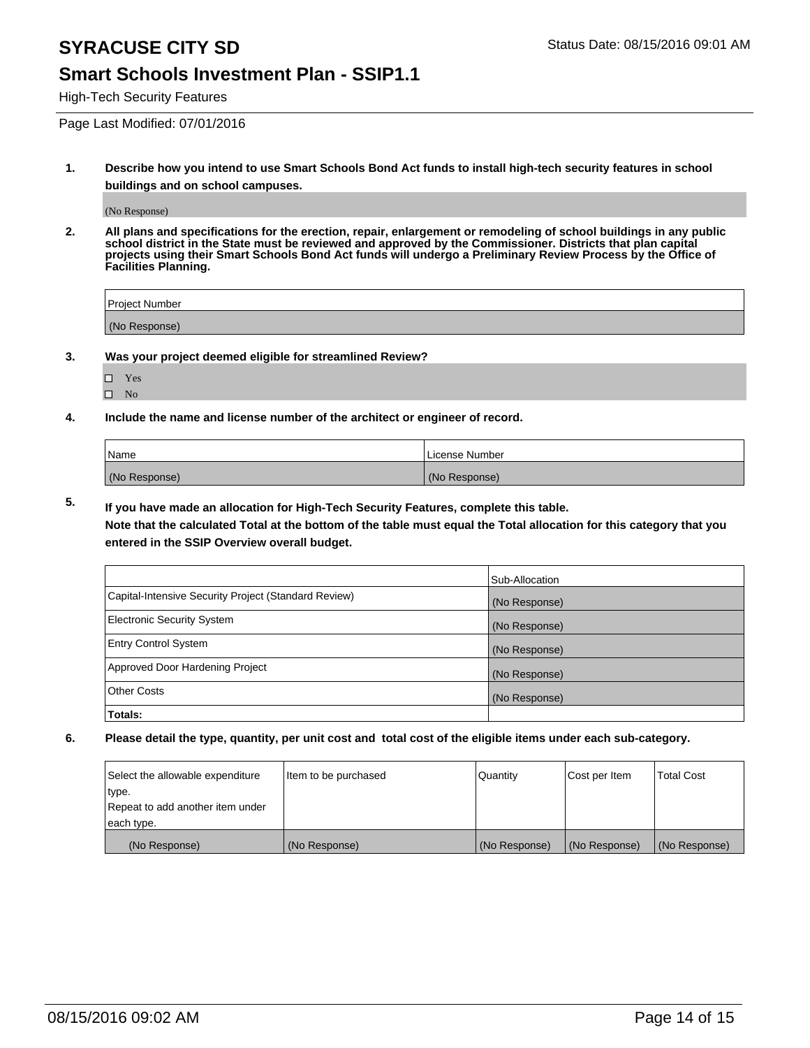# SYRACUSE CITY SD

Status Date: 08/15/2016 09:01 AM

## Smart Schools Investment Plan - SSIP1.1

High-Tech Security Features

Page Last Modified: 07/01/2016

**1. Describe how you intend to use Smart Schools Bond Act funds to install high-tech security features in school buildings and on school campuses.**

(No Response)

**2. All plans and specifications for the erection, repair, enlargement or remodeling of school buildings in any public school district in the State must be reviewed and approved by the Commissioner. Districts that plan capital projects using their Smart Schools Bond Act funds will undergo a Preliminary Review Process by the Office of Facilities Planning.**

| Project Number |
| --- |
| (No Response) |

**3. Was your project deemed eligible for streamlined Review?**

- ☐ Yes
- ☐ No

**4. Include the name and license number of the architect or engineer of record.**

| Name | License Number |
| --- | --- |
| (No Response) | (No Response) |

**5. If you have made an allocation for High-Tech Security Features, complete this table.**
**Note that the calculated Total at the bottom of the table must equal the Total allocation for this category that you entered in the SSIP Overview overall budget.**

| | Sub-Allocation |
| --- | --- |
| Capital-Intensive Security Project (Standard Review) | (No Response) |
| Electronic Security System | (No Response) |
| Entry Control System | (No Response) |
| Approved Door Hardening Project | (No Response) |
| Other Costs | (No Response) |
| **Totals:** | |

**6. Please detail the type, quantity, per unit cost and total cost of the eligible items under each sub-category.**

| Select the allowable expenditure type. Repeat to add another item under each type. | Item to be purchased | Quantity | Cost per Item | Total Cost |
| --- | --- | --- | --- | --- |
| (No Response) | (No Response) | (No Response) | (No Response) | (No Response) |